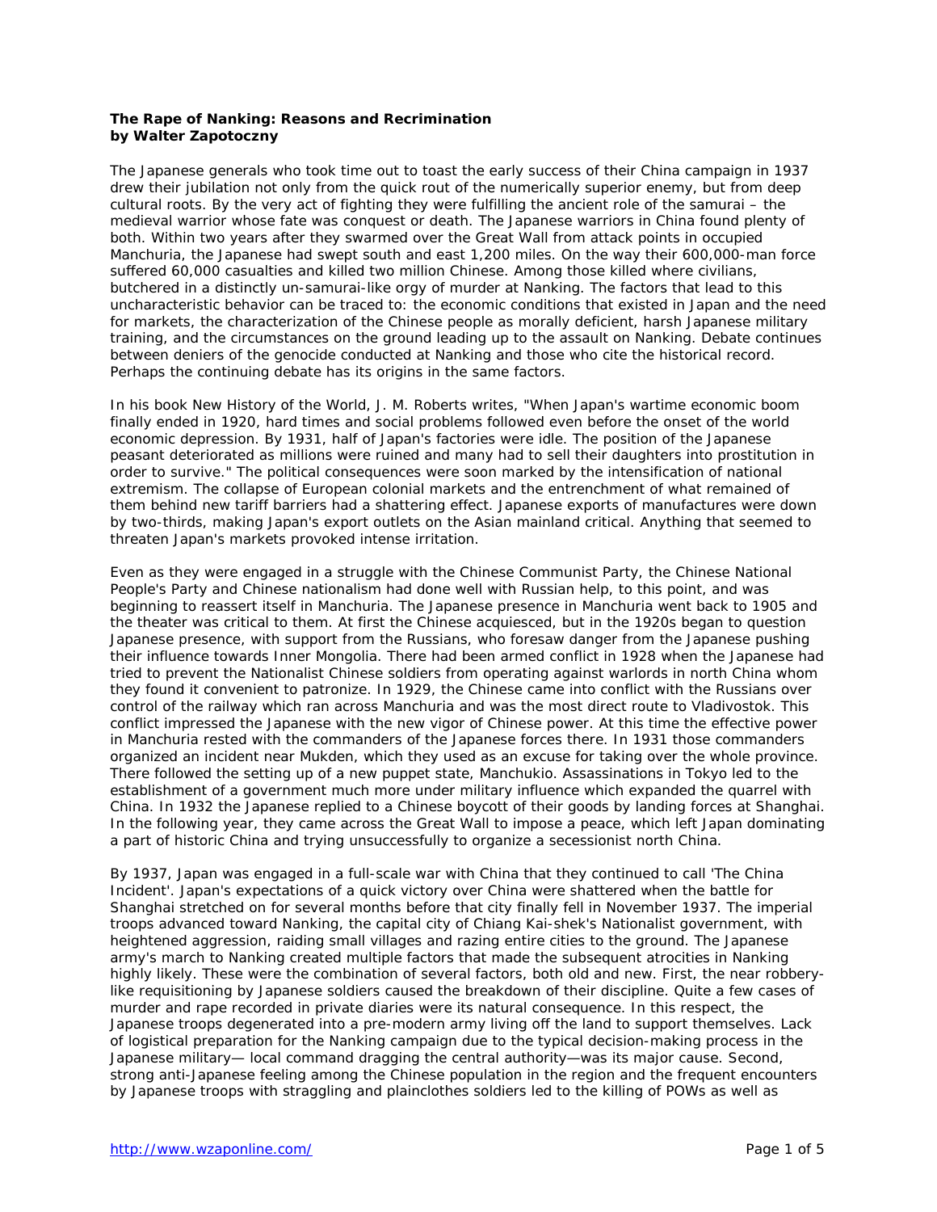**The Rape of Nanking: Reasons and Recrimination**
**by Walter Zapotoczny**

The Japanese generals who took time out to toast the early success of their China campaign in 1937 drew their jubilation not only from the quick rout of the numerically superior enemy, but from deep cultural roots. By the very act of fighting they were fulfilling the ancient role of the samurai – the medieval warrior whose fate was conquest or death. The Japanese warriors in China found plenty of both. Within two years after they swarmed over the Great Wall from attack points in occupied Manchuria, the Japanese had swept south and east 1,200 miles. On the way their 600,000-man force suffered 60,000 casualties and killed two million Chinese. Among those killed where civilians, butchered in a distinctly un-samurai-like orgy of murder at Nanking. The factors that lead to this uncharacteristic behavior can be traced to: the economic conditions that existed in Japan and the need for markets, the characterization of the Chinese people as morally deficient, harsh Japanese military training, and the circumstances on the ground leading up to the assault on Nanking. Debate continues between deniers of the genocide conducted at Nanking and those who cite the historical record. Perhaps the continuing debate has its origins in the same factors.

In his book New History of the World, J. M. Roberts writes, "When Japan's wartime economic boom finally ended in 1920, hard times and social problems followed even before the onset of the world economic depression. By 1931, half of Japan's factories were idle. The position of the Japanese peasant deteriorated as millions were ruined and many had to sell their daughters into prostitution in order to survive." The political consequences were soon marked by the intensification of national extremism. The collapse of European colonial markets and the entrenchment of what remained of them behind new tariff barriers had a shattering effect. Japanese exports of manufactures were down by two-thirds, making Japan's export outlets on the Asian mainland critical. Anything that seemed to threaten Japan's markets provoked intense irritation.

Even as they were engaged in a struggle with the Chinese Communist Party, the Chinese National People's Party and Chinese nationalism had done well with Russian help, to this point, and was beginning to reassert itself in Manchuria. The Japanese presence in Manchuria went back to 1905 and the theater was critical to them. At first the Chinese acquiesced, but in the 1920s began to question Japanese presence, with support from the Russians, who foresaw danger from the Japanese pushing their influence towards Inner Mongolia. There had been armed conflict in 1928 when the Japanese had tried to prevent the Nationalist Chinese soldiers from operating against warlords in north China whom they found it convenient to patronize. In 1929, the Chinese came into conflict with the Russians over control of the railway which ran across Manchuria and was the most direct route to Vladivostok. This conflict impressed the Japanese with the new vigor of Chinese power. At this time the effective power in Manchuria rested with the commanders of the Japanese forces there. In 1931 those commanders organized an incident near Mukden, which they used as an excuse for taking over the whole province. There followed the setting up of a new puppet state, Manchukio. Assassinations in Tokyo led to the establishment of a government much more under military influence which expanded the quarrel with China. In 1932 the Japanese replied to a Chinese boycott of their goods by landing forces at Shanghai. In the following year, they came across the Great Wall to impose a peace, which left Japan dominating a part of historic China and trying unsuccessfully to organize a secessionist north China.

By 1937, Japan was engaged in a full-scale war with China that they continued to call 'The China Incident'. Japan's expectations of a quick victory over China were shattered when the battle for Shanghai stretched on for several months before that city finally fell in November 1937. The imperial troops advanced toward Nanking, the capital city of Chiang Kai-shek's Nationalist government, with heightened aggression, raiding small villages and razing entire cities to the ground. The Japanese army's march to Nanking created multiple factors that made the subsequent atrocities in Nanking highly likely. These were the combination of several factors, both old and new. First, the near robbery-like requisitioning by Japanese soldiers caused the breakdown of their discipline. Quite a few cases of murder and rape recorded in private diaries were its natural consequence. In this respect, the Japanese troops degenerated into a pre-modern army living off the land to support themselves. Lack of logistical preparation for the Nanking campaign due to the typical decision-making process in the Japanese military— local command dragging the central authority—was its major cause. Second, strong anti-Japanese feeling among the Chinese population in the region and the frequent encounters by Japanese troops with straggling and plainclothes soldiers led to the killing of POWs as well as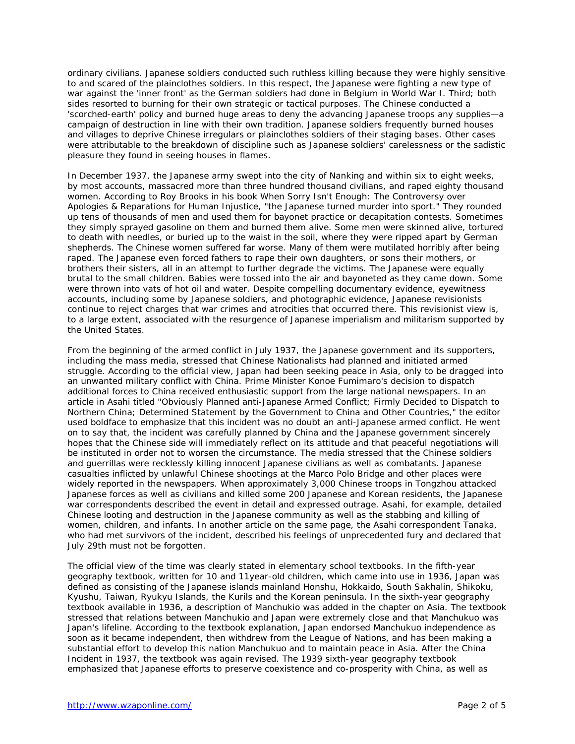ordinary civilians. Japanese soldiers conducted such ruthless killing because they were highly sensitive to and scared of the plainclothes soldiers. In this respect, the Japanese were fighting a new type of war against the 'inner front' as the German soldiers had done in Belgium in World War I. Third; both sides resorted to burning for their own strategic or tactical purposes. The Chinese conducted a 'scorched-earth' policy and burned huge areas to deny the advancing Japanese troops any supplies—a campaign of destruction in line with their own tradition. Japanese soldiers frequently burned houses and villages to deprive Chinese irregulars or plainclothes soldiers of their staging bases. Other cases were attributable to the breakdown of discipline such as Japanese soldiers' carelessness or the sadistic pleasure they found in seeing houses in flames.

In December 1937, the Japanese army swept into the city of Nanking and within six to eight weeks, by most accounts, massacred more than three hundred thousand civilians, and raped eighty thousand women. According to Roy Brooks in his book When Sorry Isn't Enough: The Controversy over Apologies & Reparations for Human Injustice, "the Japanese turned murder into sport." They rounded up tens of thousands of men and used them for bayonet practice or decapitation contests. Sometimes they simply sprayed gasoline on them and burned them alive. Some men were skinned alive, tortured to death with needles, or buried up to the waist in the soil, where they were ripped apart by German shepherds. The Chinese women suffered far worse. Many of them were mutilated horribly after being raped. The Japanese even forced fathers to rape their own daughters, or sons their mothers, or brothers their sisters, all in an attempt to further degrade the victims. The Japanese were equally brutal to the small children. Babies were tossed into the air and bayoneted as they came down. Some were thrown into vats of hot oil and water. Despite compelling documentary evidence, eyewitness accounts, including some by Japanese soldiers, and photographic evidence, Japanese revisionists continue to reject charges that war crimes and atrocities that occurred there. This revisionist view is, to a large extent, associated with the resurgence of Japanese imperialism and militarism supported by the United States.

From the beginning of the armed conflict in July 1937, the Japanese government and its supporters, including the mass media, stressed that Chinese Nationalists had planned and initiated armed struggle. According to the official view, Japan had been seeking peace in Asia, only to be dragged into an unwanted military conflict with China. Prime Minister Konoe Fumimaro's decision to dispatch additional forces to China received enthusiastic support from the large national newspapers. In an article in Asahi titled "Obviously Planned anti-Japanese Armed Conflict; Firmly Decided to Dispatch to Northern China; Determined Statement by the Government to China and Other Countries," the editor used boldface to emphasize that this incident was no doubt an anti-Japanese armed conflict. He went on to say that, the incident was carefully planned by China and the Japanese government sincerely hopes that the Chinese side will immediately reflect on its attitude and that peaceful negotiations will be instituted in order not to worsen the circumstance. The media stressed that the Chinese soldiers and guerrillas were recklessly killing innocent Japanese civilians as well as combatants. Japanese casualties inflicted by unlawful Chinese shootings at the Marco Polo Bridge and other places were widely reported in the newspapers. When approximately 3,000 Chinese troops in Tongzhou attacked Japanese forces as well as civilians and killed some 200 Japanese and Korean residents, the Japanese war correspondents described the event in detail and expressed outrage. Asahi, for example, detailed Chinese looting and destruction in the Japanese community as well as the stabbing and killing of women, children, and infants. In another article on the same page, the Asahi correspondent Tanaka, who had met survivors of the incident, described his feelings of unprecedented fury and declared that July 29th must not be forgotten.

The official view of the time was clearly stated in elementary school textbooks. In the fifth-year geography textbook, written for 10 and 11year-old children, which came into use in 1936, Japan was defined as consisting of the Japanese islands mainland Honshu, Hokkaido, South Sakhalin, Shikoku, Kyushu, Taiwan, Ryukyu Islands, the Kurils and the Korean peninsula. In the sixth-year geography textbook available in 1936, a description of Manchukio was added in the chapter on Asia. The textbook stressed that relations between Manchukio and Japan were extremely close and that Manchukuo was Japan's lifeline. According to the textbook explanation, Japan endorsed Manchukuo independence as soon as it became independent, then withdrew from the League of Nations, and has been making a substantial effort to develop this nation Manchukuo and to maintain peace in Asia. After the China Incident in 1937, the textbook was again revised. The 1939 sixth-year geography textbook emphasized that Japanese efforts to preserve coexistence and co-prosperity with China, as well as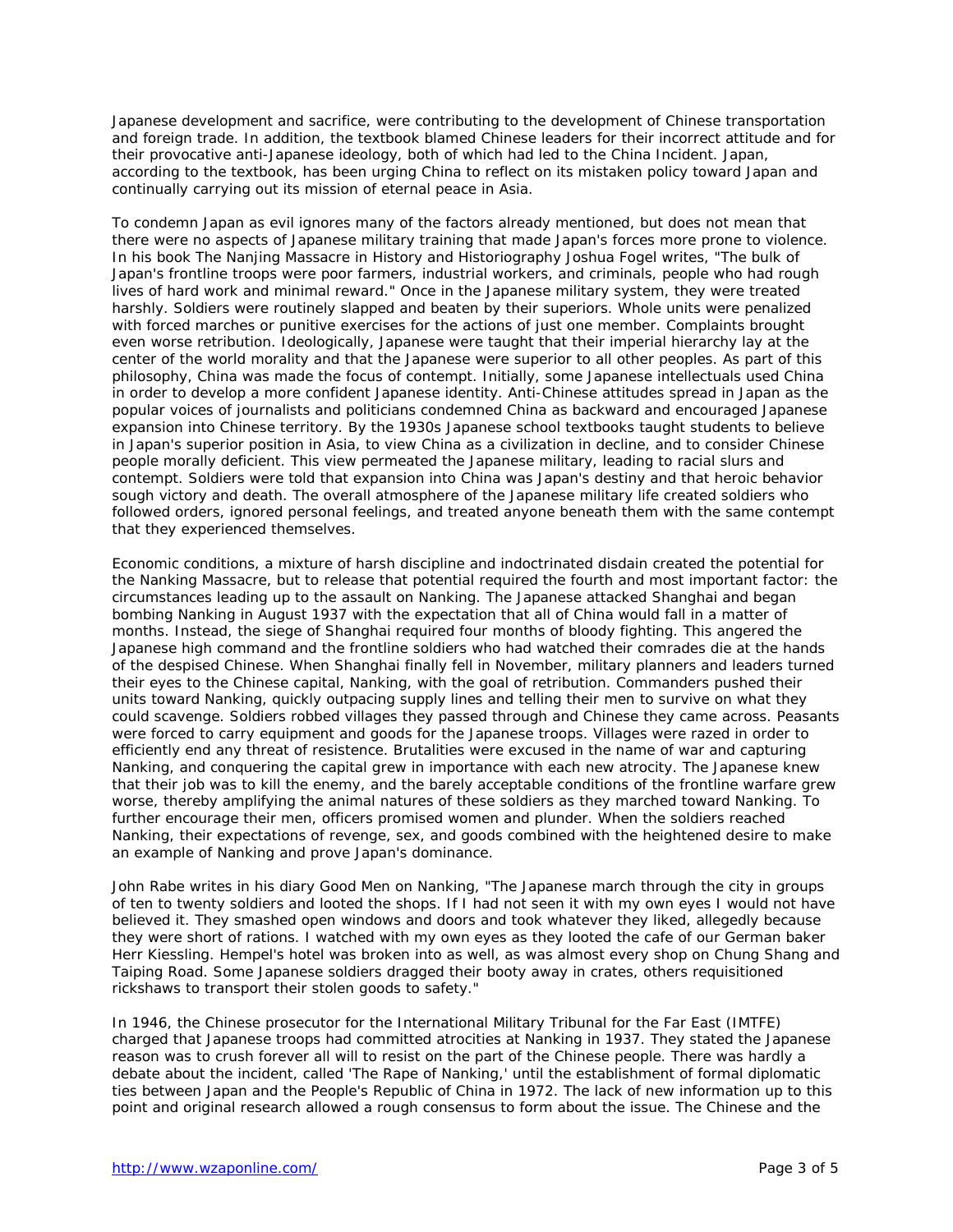Japanese development and sacrifice, were contributing to the development of Chinese transportation and foreign trade. In addition, the textbook blamed Chinese leaders for their incorrect attitude and for their provocative anti-Japanese ideology, both of which had led to the China Incident. Japan, according to the textbook, has been urging China to reflect on its mistaken policy toward Japan and continually carrying out its mission of eternal peace in Asia.

To condemn Japan as evil ignores many of the factors already mentioned, but does not mean that there were no aspects of Japanese military training that made Japan's forces more prone to violence. In his book The Nanjing Massacre in History and Historiography Joshua Fogel writes, "The bulk of Japan's frontline troops were poor farmers, industrial workers, and criminals, people who had rough lives of hard work and minimal reward." Once in the Japanese military system, they were treated harshly. Soldiers were routinely slapped and beaten by their superiors. Whole units were penalized with forced marches or punitive exercises for the actions of just one member. Complaints brought even worse retribution. Ideologically, Japanese were taught that their imperial hierarchy lay at the center of the world morality and that the Japanese were superior to all other peoples. As part of this philosophy, China was made the focus of contempt. Initially, some Japanese intellectuals used China in order to develop a more confident Japanese identity. Anti-Chinese attitudes spread in Japan as the popular voices of journalists and politicians condemned China as backward and encouraged Japanese expansion into Chinese territory. By the 1930s Japanese school textbooks taught students to believe in Japan's superior position in Asia, to view China as a civilization in decline, and to consider Chinese people morally deficient. This view permeated the Japanese military, leading to racial slurs and contempt. Soldiers were told that expansion into China was Japan's destiny and that heroic behavior sough victory and death. The overall atmosphere of the Japanese military life created soldiers who followed orders, ignored personal feelings, and treated anyone beneath them with the same contempt that they experienced themselves.

Economic conditions, a mixture of harsh discipline and indoctrinated disdain created the potential for the Nanking Massacre, but to release that potential required the fourth and most important factor: the circumstances leading up to the assault on Nanking. The Japanese attacked Shanghai and began bombing Nanking in August 1937 with the expectation that all of China would fall in a matter of months. Instead, the siege of Shanghai required four months of bloody fighting. This angered the Japanese high command and the frontline soldiers who had watched their comrades die at the hands of the despised Chinese. When Shanghai finally fell in November, military planners and leaders turned their eyes to the Chinese capital, Nanking, with the goal of retribution. Commanders pushed their units toward Nanking, quickly outpacing supply lines and telling their men to survive on what they could scavenge. Soldiers robbed villages they passed through and Chinese they came across. Peasants were forced to carry equipment and goods for the Japanese troops. Villages were razed in order to efficiently end any threat of resistence. Brutalities were excused in the name of war and capturing Nanking, and conquering the capital grew in importance with each new atrocity. The Japanese knew that their job was to kill the enemy, and the barely acceptable conditions of the frontline warfare grew worse, thereby amplifying the animal natures of these soldiers as they marched toward Nanking. To further encourage their men, officers promised women and plunder. When the soldiers reached Nanking, their expectations of revenge, sex, and goods combined with the heightened desire to make an example of Nanking and prove Japan's dominance.

John Rabe writes in his diary Good Men on Nanking, "The Japanese march through the city in groups of ten to twenty soldiers and looted the shops. If I had not seen it with my own eyes I would not have believed it. They smashed open windows and doors and took whatever they liked, allegedly because they were short of rations. I watched with my own eyes as they looted the cafe of our German baker Herr Kiessling. Hempel's hotel was broken into as well, as was almost every shop on Chung Shang and Taiping Road. Some Japanese soldiers dragged their booty away in crates, others requisitioned rickshaws to transport their stolen goods to safety."

In 1946, the Chinese prosecutor for the International Military Tribunal for the Far East (IMTFE) charged that Japanese troops had committed atrocities at Nanking in 1937. They stated the Japanese reason was to crush forever all will to resist on the part of the Chinese people. There was hardly a debate about the incident, called 'The Rape of Nanking,' until the establishment of formal diplomatic ties between Japan and the People's Republic of China in 1972. The lack of new information up to this point and original research allowed a rough consensus to form about the issue. The Chinese and the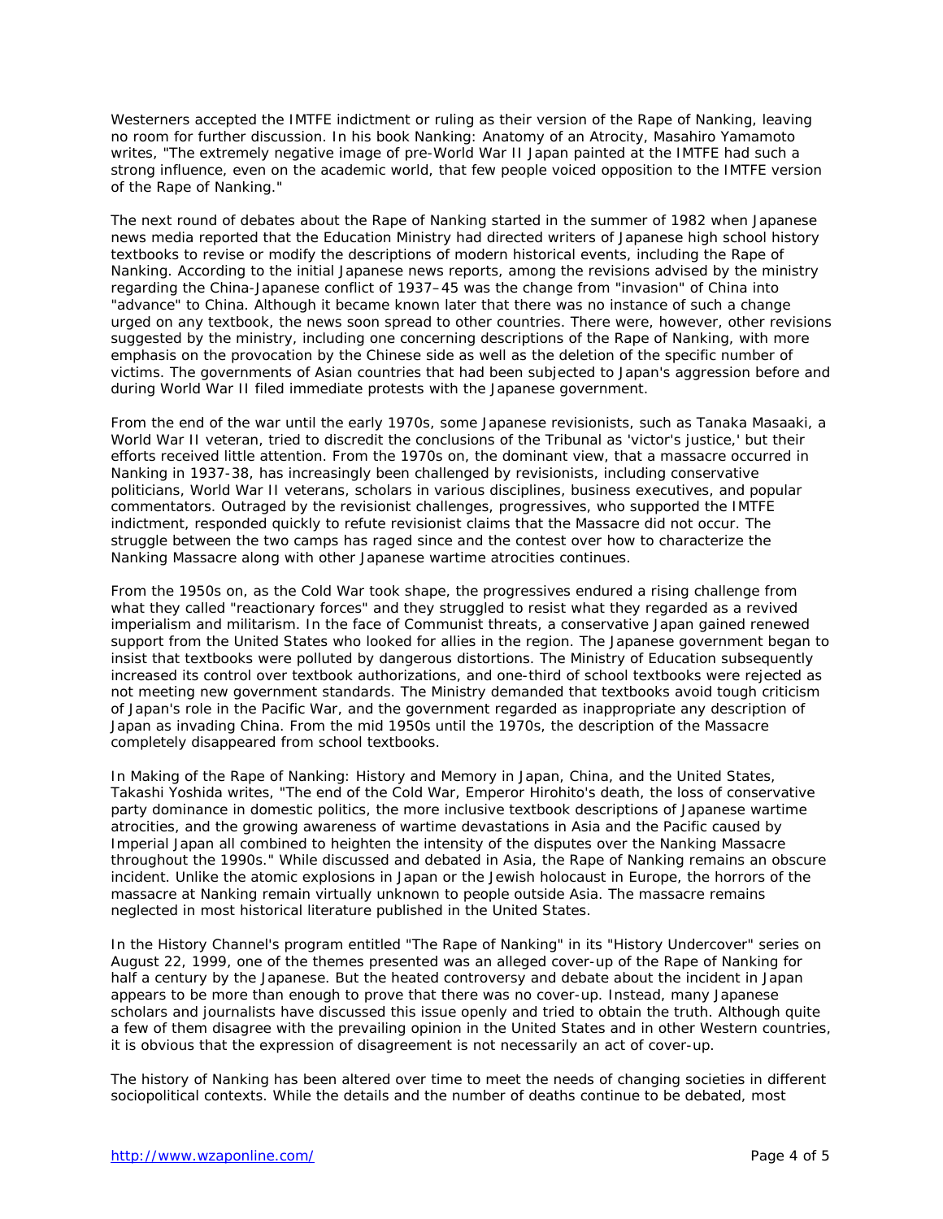Westerners accepted the IMTFE indictment or ruling as their version of the Rape of Nanking, leaving no room for further discussion. In his book Nanking: Anatomy of an Atrocity, Masahiro Yamamoto writes, "The extremely negative image of pre-World War II Japan painted at the IMTFE had such a strong influence, even on the academic world, that few people voiced opposition to the IMTFE version of the Rape of Nanking."

The next round of debates about the Rape of Nanking started in the summer of 1982 when Japanese news media reported that the Education Ministry had directed writers of Japanese high school history textbooks to revise or modify the descriptions of modern historical events, including the Rape of Nanking. According to the initial Japanese news reports, among the revisions advised by the ministry regarding the China-Japanese conflict of 1937–45 was the change from "invasion" of China into "advance" to China. Although it became known later that there was no instance of such a change urged on any textbook, the news soon spread to other countries. There were, however, other revisions suggested by the ministry, including one concerning descriptions of the Rape of Nanking, with more emphasis on the provocation by the Chinese side as well as the deletion of the specific number of victims. The governments of Asian countries that had been subjected to Japan's aggression before and during World War II filed immediate protests with the Japanese government.

From the end of the war until the early 1970s, some Japanese revisionists, such as Tanaka Masaaki, a World War II veteran, tried to discredit the conclusions of the Tribunal as 'victor's justice,' but their efforts received little attention. From the 1970s on, the dominant view, that a massacre occurred in Nanking in 1937-38, has increasingly been challenged by revisionists, including conservative politicians, World War II veterans, scholars in various disciplines, business executives, and popular commentators. Outraged by the revisionist challenges, progressives, who supported the IMTFE indictment, responded quickly to refute revisionist claims that the Massacre did not occur. The struggle between the two camps has raged since and the contest over how to characterize the Nanking Massacre along with other Japanese wartime atrocities continues.

From the 1950s on, as the Cold War took shape, the progressives endured a rising challenge from what they called "reactionary forces" and they struggled to resist what they regarded as a revived imperialism and militarism. In the face of Communist threats, a conservative Japan gained renewed support from the United States who looked for allies in the region. The Japanese government began to insist that textbooks were polluted by dangerous distortions. The Ministry of Education subsequently increased its control over textbook authorizations, and one-third of school textbooks were rejected as not meeting new government standards. The Ministry demanded that textbooks avoid tough criticism of Japan's role in the Pacific War, and the government regarded as inappropriate any description of Japan as invading China. From the mid 1950s until the 1970s, the description of the Massacre completely disappeared from school textbooks.

In Making of the Rape of Nanking: History and Memory in Japan, China, and the United States, Takashi Yoshida writes, "The end of the Cold War, Emperor Hirohito's death, the loss of conservative party dominance in domestic politics, the more inclusive textbook descriptions of Japanese wartime atrocities, and the growing awareness of wartime devastations in Asia and the Pacific caused by Imperial Japan all combined to heighten the intensity of the disputes over the Nanking Massacre throughout the 1990s." While discussed and debated in Asia, the Rape of Nanking remains an obscure incident. Unlike the atomic explosions in Japan or the Jewish holocaust in Europe, the horrors of the massacre at Nanking remain virtually unknown to people outside Asia. The massacre remains neglected in most historical literature published in the United States.

In the History Channel's program entitled "The Rape of Nanking" in its "History Undercover" series on August 22, 1999, one of the themes presented was an alleged cover-up of the Rape of Nanking for half a century by the Japanese. But the heated controversy and debate about the incident in Japan appears to be more than enough to prove that there was no cover-up. Instead, many Japanese scholars and journalists have discussed this issue openly and tried to obtain the truth. Although quite a few of them disagree with the prevailing opinion in the United States and in other Western countries, it is obvious that the expression of disagreement is not necessarily an act of cover-up.

The history of Nanking has been altered over time to meet the needs of changing societies in different sociopolitical contexts. While the details and the number of deaths continue to be debated, most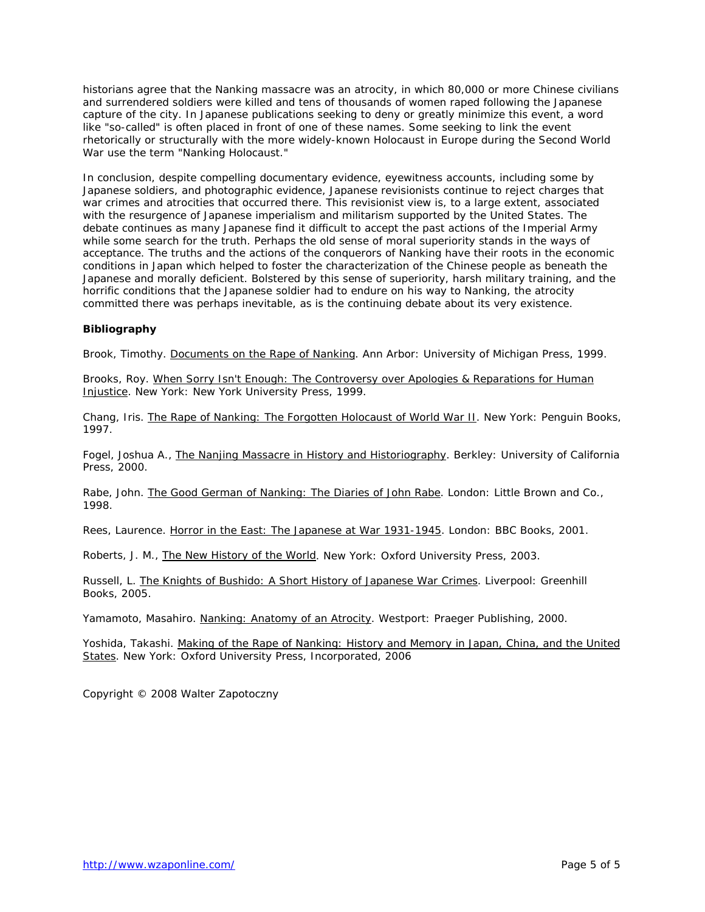historians agree that the Nanking massacre was an atrocity, in which 80,000 or more Chinese civilians and surrendered soldiers were killed and tens of thousands of women raped following the Japanese capture of the city. In Japanese publications seeking to deny or greatly minimize this event, a word like "so-called" is often placed in front of one of these names. Some seeking to link the event rhetorically or structurally with the more widely-known Holocaust in Europe during the Second World War use the term "Nanking Holocaust."

In conclusion, despite compelling documentary evidence, eyewitness accounts, including some by Japanese soldiers, and photographic evidence, Japanese revisionists continue to reject charges that war crimes and atrocities that occurred there. This revisionist view is, to a large extent, associated with the resurgence of Japanese imperialism and militarism supported by the United States. The debate continues as many Japanese find it difficult to accept the past actions of the Imperial Army while some search for the truth. Perhaps the old sense of moral superiority stands in the ways of acceptance. The truths and the actions of the conquerors of Nanking have their roots in the economic conditions in Japan which helped to foster the characterization of the Chinese people as beneath the Japanese and morally deficient. Bolstered by this sense of superiority, harsh military training, and the horrific conditions that the Japanese soldier had to endure on his way to Nanking, the atrocity committed there was perhaps inevitable, as is the continuing debate about its very existence.

**Bibliography**

Brook, Timothy. Documents on the Rape of Nanking. Ann Arbor: University of Michigan Press, 1999.

Brooks, Roy. When Sorry Isn't Enough: The Controversy over Apologies & Reparations for Human Injustice. New York: New York University Press, 1999.

Chang, Iris. The Rape of Nanking: The Forgotten Holocaust of World War II. New York: Penguin Books, 1997.

Fogel, Joshua A., The Nanjing Massacre in History and Historiography. Berkley: University of California Press, 2000.

Rabe, John. The Good German of Nanking: The Diaries of John Rabe. London: Little Brown and Co., 1998.

Rees, Laurence. Horror in the East: The Japanese at War 1931-1945. London: BBC Books, 2001.

Roberts, J. M., The New History of the World. New York: Oxford University Press, 2003.

Russell, L. The Knights of Bushido: A Short History of Japanese War Crimes. Liverpool: Greenhill Books, 2005.

Yamamoto, Masahiro. Nanking: Anatomy of an Atrocity. Westport: Praeger Publishing, 2000.

Yoshida, Takashi. Making of the Rape of Nanking: History and Memory in Japan, China, and the United States. New York: Oxford University Press, Incorporated, 2006

Copyright © 2008 Walter Zapotoczny